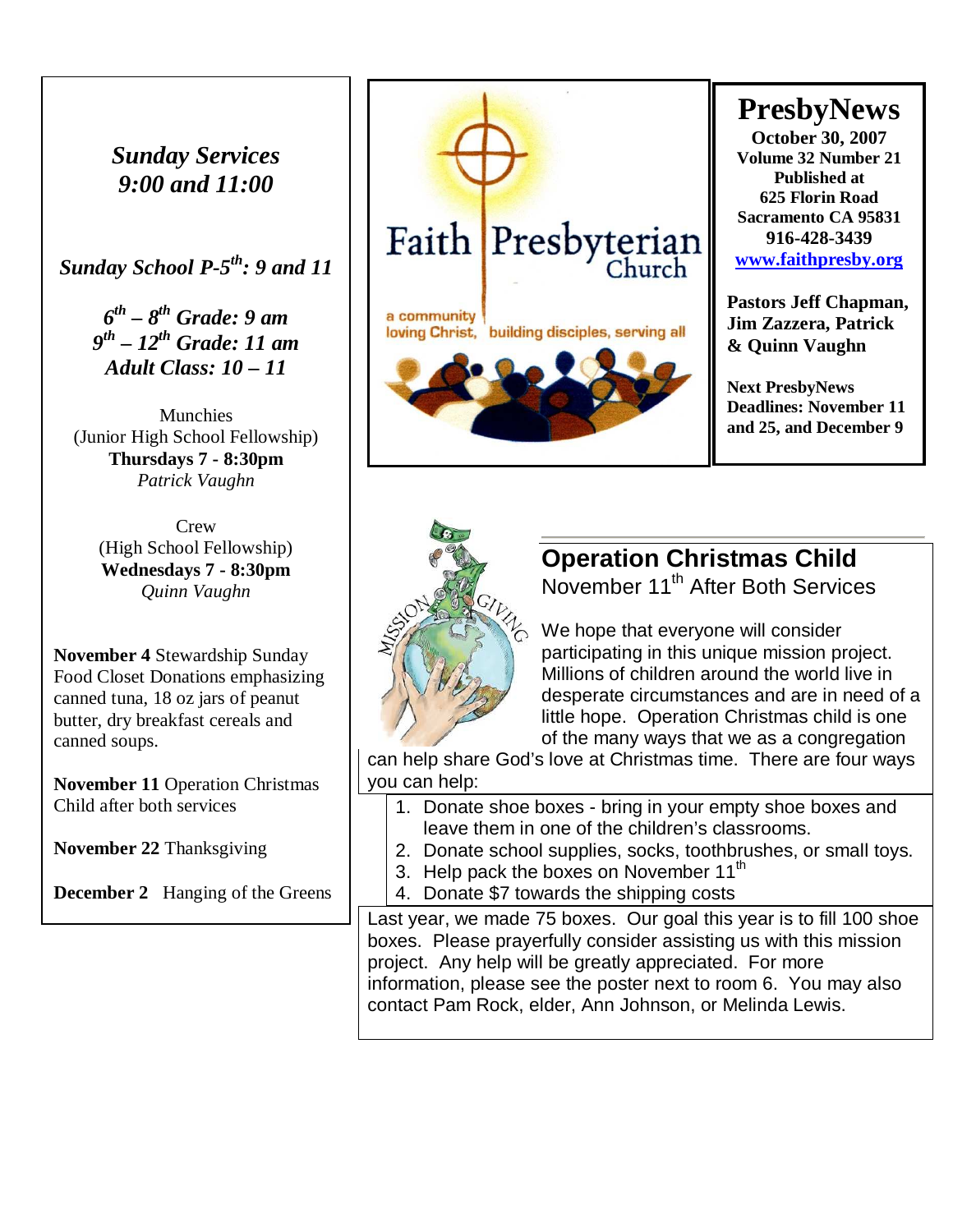# PresbyNews

**October 30, 2007**
**Volume 32 Number 21**
**Published at**
**625 Florin Road**
**Sacramento CA 95831**
**916-428-3439**
**www.faithpresby.org**

**Pastors Jeff Chapman, Jim Zazzera, Patrick & Quinn Vaughn**

**Next PresbyNews Deadlines: November 11 and 25, and December 9**

Faith Presbyterian Church

a community loving Christ, building disciples, serving all

***Sunday Services 9:00 and 11:00***

***Sunday School P-5th: 9 and 11***

***6th – 8th Grade: 9 am***
***9th – 12th Grade: 11 am***
***Adult Class: 10 – 11***

Munchies
(Junior High School Fellowship)
**Thursdays 7 - 8:30pm**
*Patrick Vaughn*

Crew
(High School Fellowship)
**Wednesdays 7 - 8:30pm**
*Quinn Vaughn*

**November 4** Stewardship Sunday Food Closet Donations emphasizing canned tuna, 18 oz jars of peanut butter, dry breakfast cereals and canned soups.

**November 11** Operation Christmas Child after both services

**November 22** Thanksgiving

**December 2** Hanging of the Greens

## Operation Christmas Child

November 11th After Both Services

We hope that everyone will consider participating in this unique mission project. Millions of children around the world live in desperate circumstances and are in need of a little hope. Operation Christmas child is one of the many ways that we as a congregation can help share God's love at Christmas time. There are four ways you can help:

1. Donate shoe boxes - bring in your empty shoe boxes and leave them in one of the children's classrooms.
2. Donate school supplies, socks, toothbrushes, or small toys.
3. Help pack the boxes on November 11th
4. Donate $7 towards the shipping costs

Last year, we made 75 boxes. Our goal this year is to fill 100 shoe boxes. Please prayerfully consider assisting us with this mission project. Any help will be greatly appreciated. For more information, please see the poster next to room 6. You may also contact Pam Rock, elder, Ann Johnson, or Melinda Lewis.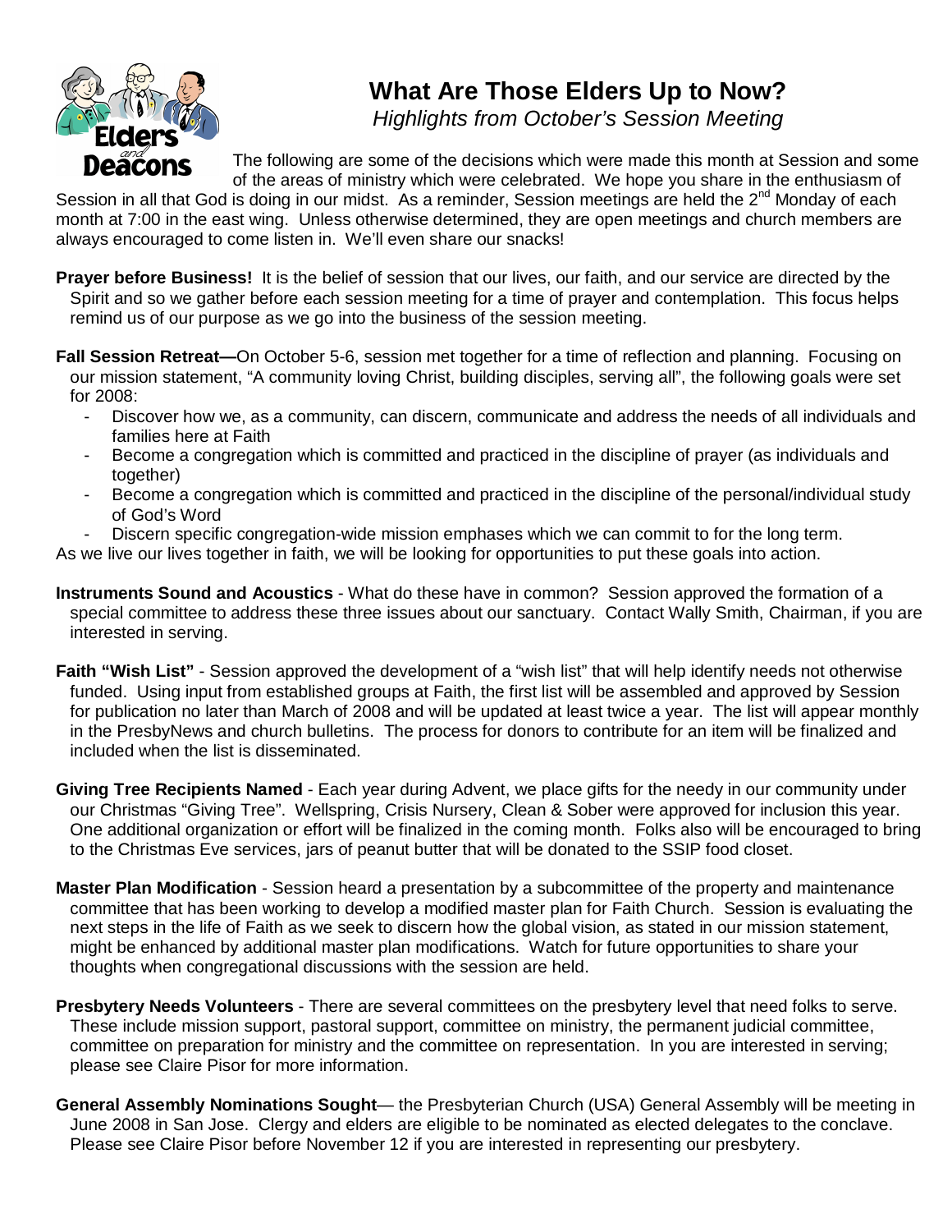# What Are Those Elders Up to Now?

*Highlights from October's Session Meeting*

The following are some of the decisions which were made this month at Session and some of the areas of ministry which were celebrated. We hope you share in the enthusiasm of Session in all that God is doing in our midst. As a reminder, Session meetings are held the 2nd Monday of each month at 7:00 in the east wing. Unless otherwise determined, they are open meetings and church members are always encouraged to come listen in. We'll even share our snacks!

**Prayer before Business!** It is the belief of session that our lives, our faith, and our service are directed by the Spirit and so we gather before each session meeting for a time of prayer and contemplation. This focus helps remind us of our purpose as we go into the business of the session meeting.

**Fall Session Retreat—**On October 5-6, session met together for a time of reflection and planning. Focusing on our mission statement, "A community loving Christ, building disciples, serving all", the following goals were set for 2008:

- Discover how we, as a community, can discern, communicate and address the needs of all individuals and families here at Faith
- Become a congregation which is committed and practiced in the discipline of prayer (as individuals and together)
- Become a congregation which is committed and practiced in the discipline of the personal/individual study of God's Word
- Discern specific congregation-wide mission emphases which we can commit to for the long term.

As we live our lives together in faith, we will be looking for opportunities to put these goals into action.

**Instruments Sound and Acoustics** - What do these have in common? Session approved the formation of a special committee to address these three issues about our sanctuary. Contact Wally Smith, Chairman, if you are interested in serving.

**Faith "Wish List"** - Session approved the development of a "wish list" that will help identify needs not otherwise funded. Using input from established groups at Faith, the first list will be assembled and approved by Session for publication no later than March of 2008 and will be updated at least twice a year. The list will appear monthly in the PresbyNews and church bulletins. The process for donors to contribute for an item will be finalized and included when the list is disseminated.

**Giving Tree Recipients Named** - Each year during Advent, we place gifts for the needy in our community under our Christmas "Giving Tree". Wellspring, Crisis Nursery, Clean & Sober were approved for inclusion this year. One additional organization or effort will be finalized in the coming month. Folks also will be encouraged to bring to the Christmas Eve services, jars of peanut butter that will be donated to the SSIP food closet.

**Master Plan Modification** - Session heard a presentation by a subcommittee of the property and maintenance committee that has been working to develop a modified master plan for Faith Church. Session is evaluating the next steps in the life of Faith as we seek to discern how the global vision, as stated in our mission statement, might be enhanced by additional master plan modifications. Watch for future opportunities to share your thoughts when congregational discussions with the session are held.

**Presbytery Needs Volunteers** - There are several committees on the presbytery level that need folks to serve. These include mission support, pastoral support, committee on ministry, the permanent judicial committee, committee on preparation for ministry and the committee on representation. In you are interested in serving; please see Claire Pisor for more information.

**General Assembly Nominations Sought**— the Presbyterian Church (USA) General Assembly will be meeting in June 2008 in San Jose. Clergy and elders are eligible to be nominated as elected delegates to the conclave. Please see Claire Pisor before November 12 if you are interested in representing our presbytery.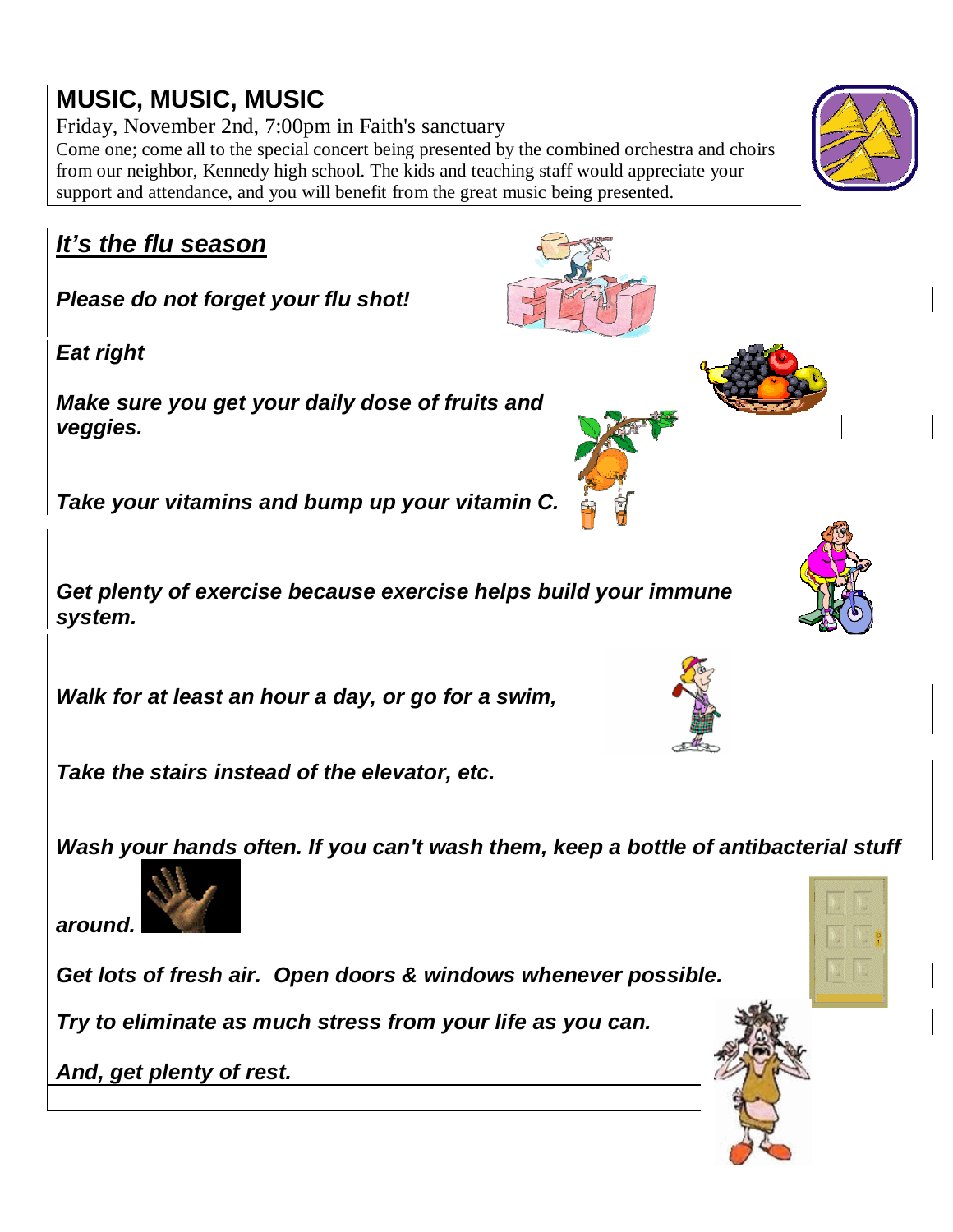## MUSIC, MUSIC, MUSIC

Friday, November 2nd, 7:00pm in Faith's sanctuary

Come one; come all to the special concert being presented by the combined orchestra and choirs from our neighbor, Kennedy high school. The kids and teaching staff would appreciate your support and attendance, and you will benefit from the great music being presented.

## ***It's the flu season***

***Please do not forget your flu shot!***

***Eat right***

***Make sure you get your daily dose of fruits and veggies.***

***Take your vitamins and bump up your vitamin C.***

***Get plenty of exercise because exercise helps build your immune system.***

***Walk for at least an hour a day, or go for a swim,***

***Take the stairs instead of the elevator, etc.***

***Wash your hands often. If you can't wash them, keep a bottle of antibacterial stuff around.***

***Get lots of fresh air. Open doors & windows whenever possible.***

***Try to eliminate as much stress from your life as you can.***

***And, get plenty of rest.***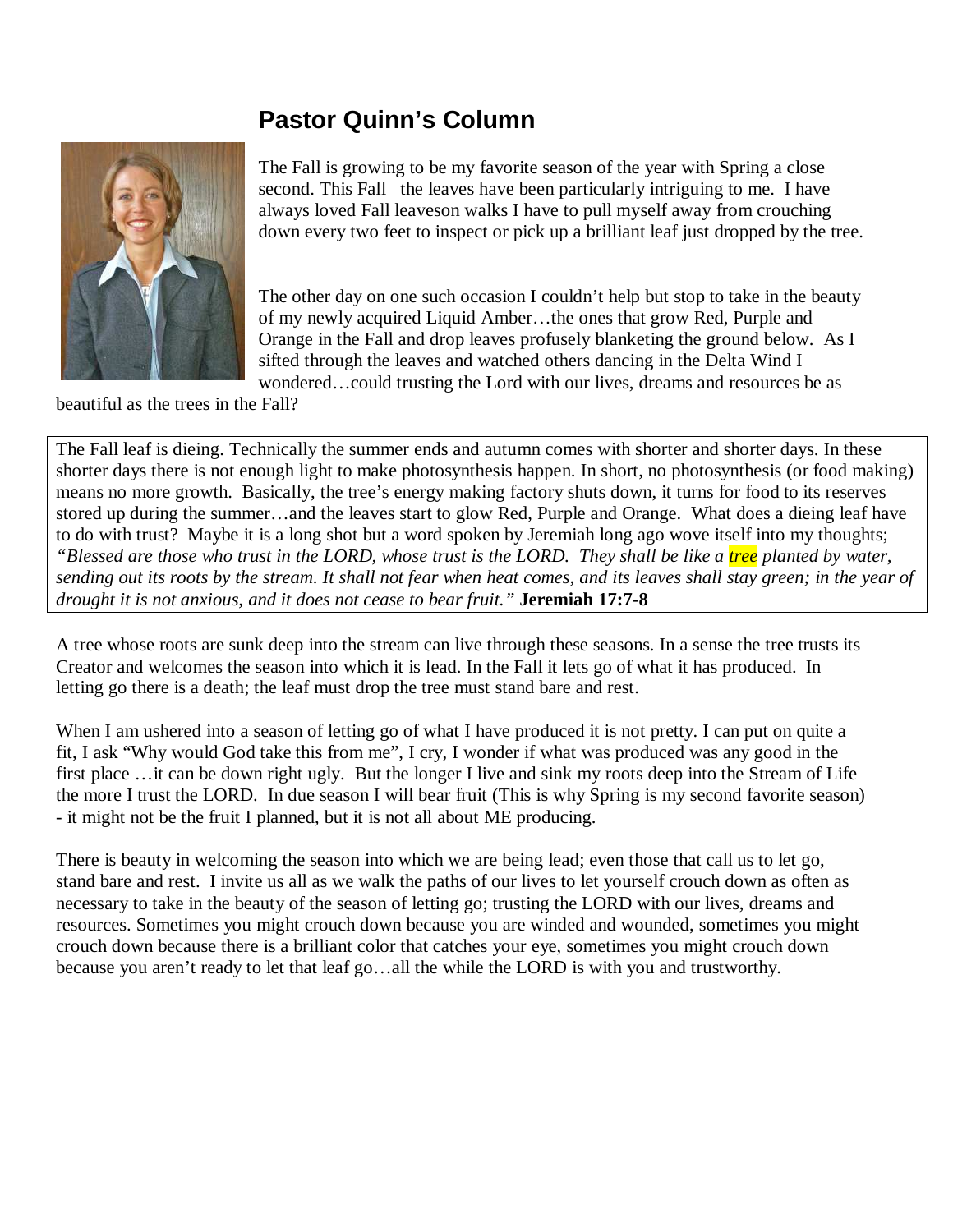## Pastor Quinn's Column

The Fall is growing to be my favorite season of the year with Spring a close second. This Fall the leaves have been particularly intriguing to me. I have always loved Fall leaveson walks I have to pull myself away from crouching down every two feet to inspect or pick up a brilliant leaf just dropped by the tree.

The other day on one such occasion I couldn't help but stop to take in the beauty of my newly acquired Liquid Amber…the ones that grow Red, Purple and Orange in the Fall and drop leaves profusely blanketing the ground below. As I sifted through the leaves and watched others dancing in the Delta Wind I wondered…could trusting the Lord with our lives, dreams and resources be as beautiful as the trees in the Fall?

The Fall leaf is dieing. Technically the summer ends and autumn comes with shorter and shorter days. In these shorter days there is not enough light to make photosynthesis happen. In short, no photosynthesis (or food making) means no more growth. Basically, the tree's energy making factory shuts down, it turns for food to its reserves stored up during the summer…and the leaves start to glow Red, Purple and Orange. What does a dieing leaf have to do with trust? Maybe it is a long shot but a word spoken by Jeremiah long ago wove itself into my thoughts; *"Blessed are those who trust in the LORD, whose trust is the LORD. They shall be like a tree planted by water, sending out its roots by the stream. It shall not fear when heat comes, and its leaves shall stay green; in the year of drought it is not anxious, and it does not cease to bear fruit."* **Jeremiah 17:7-8**

A tree whose roots are sunk deep into the stream can live through these seasons. In a sense the tree trusts its Creator and welcomes the season into which it is lead. In the Fall it lets go of what it has produced. In letting go there is a death; the leaf must drop the tree must stand bare and rest.

When I am ushered into a season of letting go of what I have produced it is not pretty. I can put on quite a fit, I ask "Why would God take this from me", I cry, I wonder if what was produced was any good in the first place …it can be down right ugly. But the longer I live and sink my roots deep into the Stream of Life the more I trust the LORD. In due season I will bear fruit (This is why Spring is my second favorite season) - it might not be the fruit I planned, but it is not all about ME producing.

There is beauty in welcoming the season into which we are being lead; even those that call us to let go, stand bare and rest. I invite us all as we walk the paths of our lives to let yourself crouch down as often as necessary to take in the beauty of the season of letting go; trusting the LORD with our lives, dreams and resources. Sometimes you might crouch down because you are winded and wounded, sometimes you might crouch down because there is a brilliant color that catches your eye, sometimes you might crouch down because you aren't ready to let that leaf go…all the while the LORD is with you and trustworthy.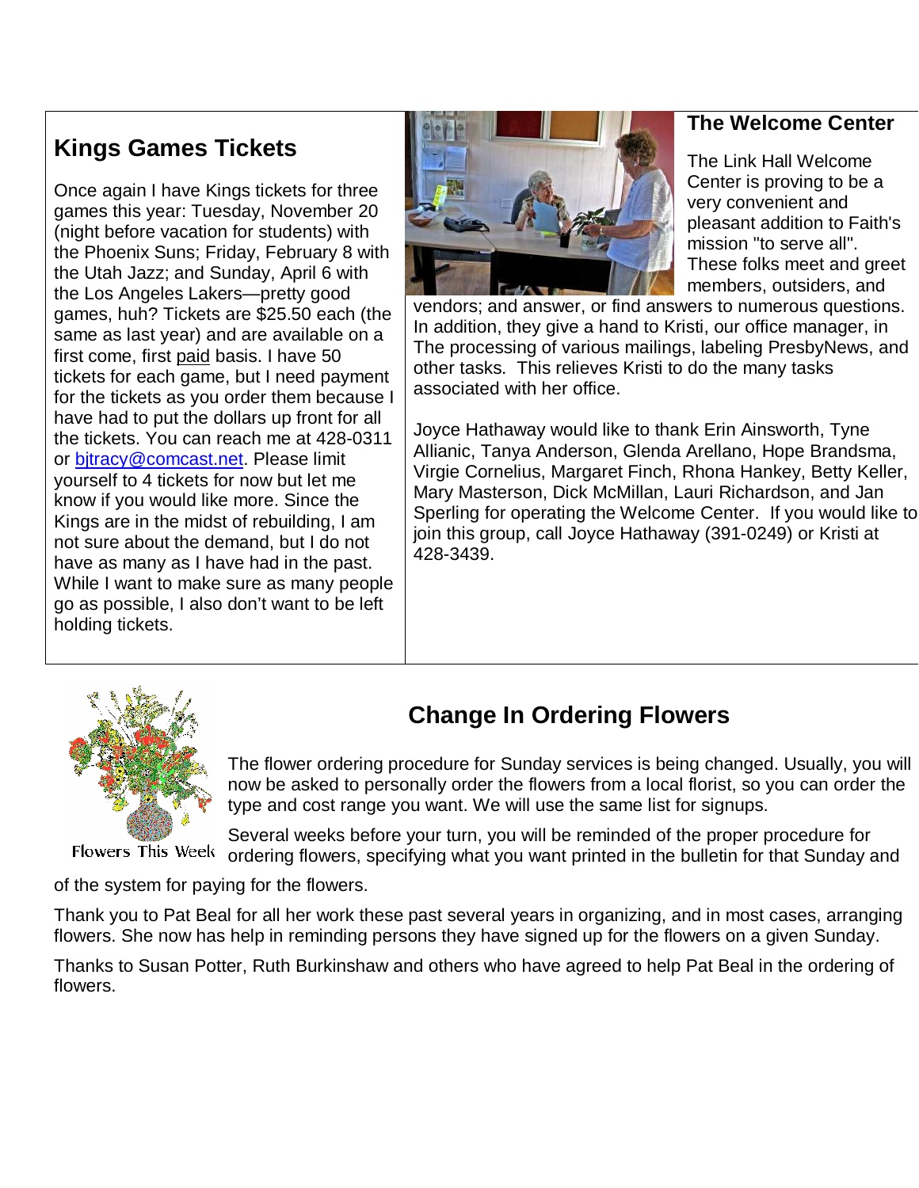## Kings Games Tickets

Once again I have Kings tickets for three games this year: Tuesday, November 20 (night before vacation for students) with the Phoenix Suns; Friday, February 8 with the Utah Jazz; and Sunday, April 6 with the Los Angeles Lakers—pretty good games, huh? Tickets are $25.50 each (the same as last year) and are available on a first come, first paid basis. I have 50 tickets for each game, but I need payment for the tickets as you order them because I have had to put the dollars up front for all the tickets. You can reach me at 428-0311 or bjtracy@comcast.net. Please limit yourself to 4 tickets for now but let me know if you would like more. Since the Kings are in the midst of rebuilding, I am not sure about the demand, but I do not have as many as I have had in the past. While I want to make sure as many people go as possible, I also don't want to be left holding tickets.

## The Welcome Center

The Link Hall Welcome Center is proving to be a very convenient and pleasant addition to Faith's mission "to serve all". These folks meet and greet members, outsiders, and vendors; and answer, or find answers to numerous questions. In addition, they give a hand to Kristi, our office manager, in The processing of various mailings, labeling PresbyNews, and other tasks. This relieves Kristi to do the many tasks associated with her office.

Joyce Hathaway would like to thank Erin Ainsworth, Tyne Allianic, Tanya Anderson, Glenda Arellano, Hope Brandsma, Virgie Cornelius, Margaret Finch, Rhona Hankey, Betty Keller, Mary Masterson, Dick McMillan, Lauri Richardson, and Jan Sperling for operating the Welcome Center. If you would like to join this group, call Joyce Hathaway (391-0249) or Kristi at 428-3439.

## Change In Ordering Flowers

Flowers This Week

The flower ordering procedure for Sunday services is being changed. Usually, you will now be asked to personally order the flowers from a local florist, so you can order the type and cost range you want. We will use the same list for signups.

Several weeks before your turn, you will be reminded of the proper procedure for ordering flowers, specifying what you want printed in the bulletin for that Sunday and of the system for paying for the flowers.

Thank you to Pat Beal for all her work these past several years in organizing, and in most cases, arranging flowers. She now has help in reminding persons they have signed up for the flowers on a given Sunday.

Thanks to Susan Potter, Ruth Burkinshaw and others who have agreed to help Pat Beal in the ordering of flowers.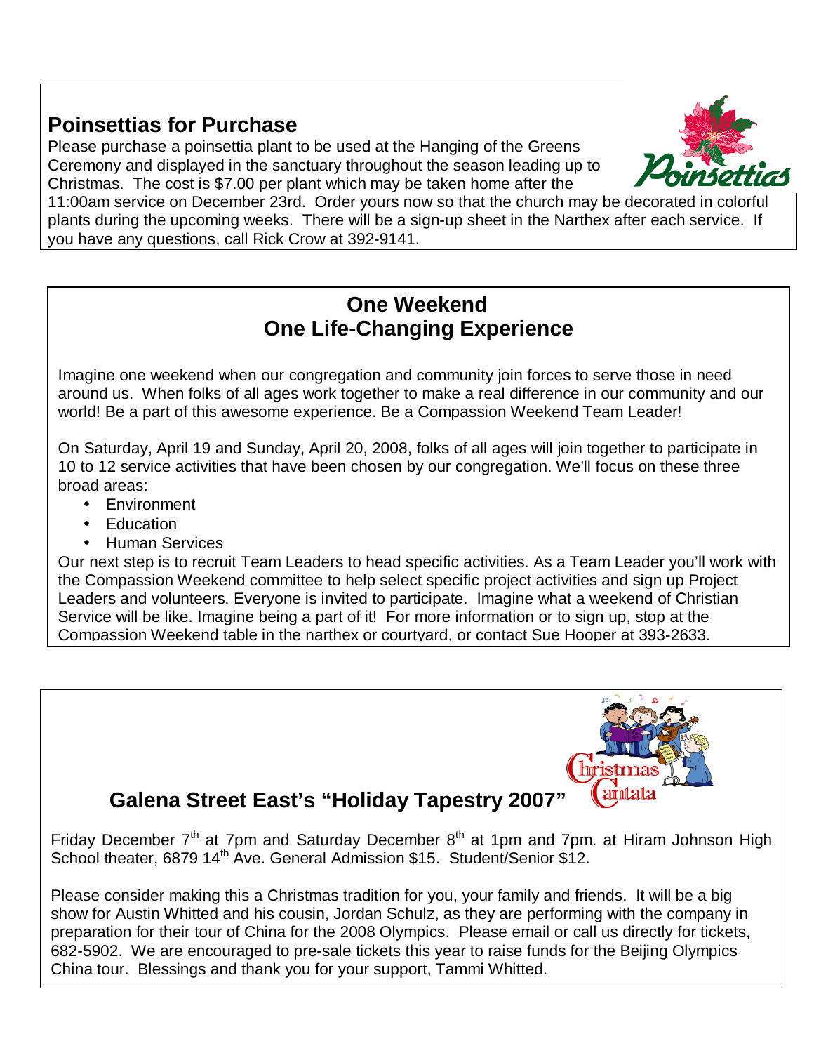## Poinsettias for Purchase

Please purchase a poinsettia plant to be used at the Hanging of the Greens Ceremony and displayed in the sanctuary throughout the season leading up to Christmas. The cost is $7.00 per plant which may be taken home after the 11:00am service on December 23rd. Order yours now so that the church may be decorated in colorful plants during the upcoming weeks. There will be a sign-up sheet in the Narthex after each service. If you have any questions, call Rick Crow at 392-9141.

## One Weekend
## One Life-Changing Experience

Imagine one weekend when our congregation and community join forces to serve those in need around us. When folks of all ages work together to make a real difference in our community and our world! Be a part of this awesome experience. Be a Compassion Weekend Team Leader!

On Saturday, April 19 and Sunday, April 20, 2008, folks of all ages will join together to participate in 10 to 12 service activities that have been chosen by our congregation. We'll focus on these three broad areas:

- Environment
- Education
- Human Services

Our next step is to recruit Team Leaders to head specific activities. As a Team Leader you'll work with the Compassion Weekend committee to help select specific project activities and sign up Project Leaders and volunteers. Everyone is invited to participate. Imagine what a weekend of Christian Service will be like. Imagine being a part of it! For more information or to sign up, stop at the Compassion Weekend table in the narthex or courtyard, or contact Sue Hooper at 393-2633.

## Galena Street East's "Holiday Tapestry 2007"

Friday December 7th at 7pm and Saturday December 8th at 1pm and 7pm. at Hiram Johnson High School theater, 6879 14th Ave. General Admission $15. Student/Senior $12.

Please consider making this a Christmas tradition for you, your family and friends. It will be a big show for Austin Whitted and his cousin, Jordan Schulz, as they are performing with the company in preparation for their tour of China for the 2008 Olympics. Please email or call us directly for tickets, 682-5902. We are encouraged to pre-sale tickets this year to raise funds for the Beijing Olympics China tour. Blessings and thank you for your support, Tammi Whitted.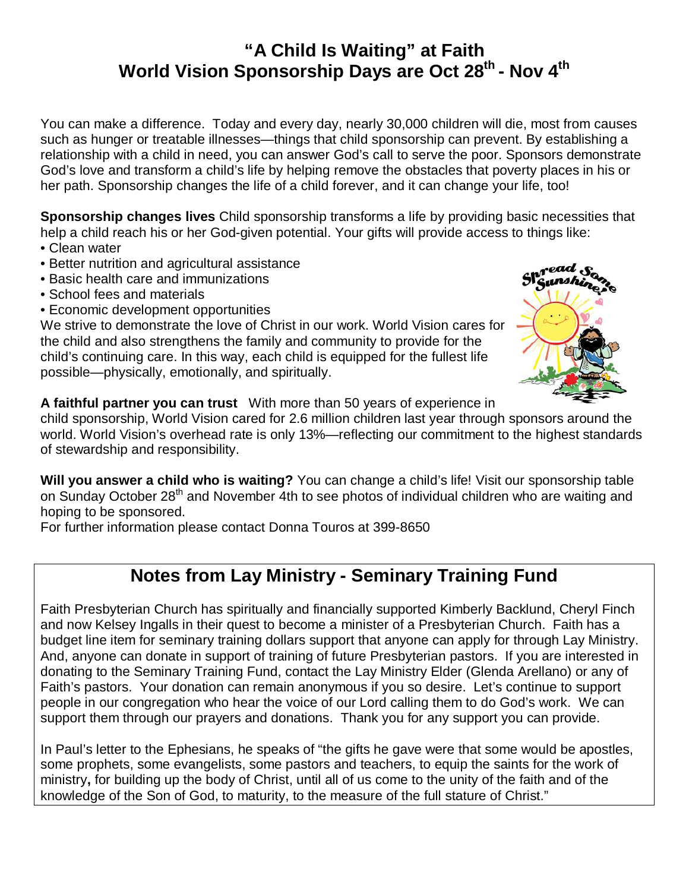# "A Child Is Waiting" at Faith World Vision Sponsorship Days are Oct 28th - Nov 4th

You can make a difference. Today and every day, nearly 30,000 children will die, most from causes such as hunger or treatable illnesses—things that child sponsorship can prevent. By establishing a relationship with a child in need, you can answer God's call to serve the poor. Sponsors demonstrate God's love and transform a child's life by helping remove the obstacles that poverty places in his or her path. Sponsorship changes the life of a child forever, and it can change your life, too!

**Sponsorship changes lives** Child sponsorship transforms a life by providing basic necessities that help a child reach his or her God-given potential. Your gifts will provide access to things like:

- Clean water
- Better nutrition and agricultural assistance
- Basic health care and immunizations
- School fees and materials
- Economic development opportunities

We strive to demonstrate the love of Christ in our work. World Vision cares for the child and also strengthens the family and community to provide for the child's continuing care. In this way, each child is equipped for the fullest life possible—physically, emotionally, and spiritually.

**A faithful partner you can trust** With more than 50 years of experience in child sponsorship, World Vision cared for 2.6 million children last year through sponsors around the world. World Vision's overhead rate is only 13%—reflecting our commitment to the highest standards of stewardship and responsibility.

**Will you answer a child who is waiting?** You can change a child's life! Visit our sponsorship table on Sunday October 28th and November 4th to see photos of individual children who are waiting and hoping to be sponsored.

For further information please contact Donna Touros at 399-8650

## Notes from Lay Ministry - Seminary Training Fund

Faith Presbyterian Church has spiritually and financially supported Kimberly Backlund, Cheryl Finch and now Kelsey Ingalls in their quest to become a minister of a Presbyterian Church. Faith has a budget line item for seminary training dollars support that anyone can apply for through Lay Ministry. And, anyone can donate in support of training of future Presbyterian pastors. If you are interested in donating to the Seminary Training Fund, contact the Lay Ministry Elder (Glenda Arellano) or any of Faith's pastors. Your donation can remain anonymous if you so desire. Let's continue to support people in our congregation who hear the voice of our Lord calling them to do God's work. We can support them through our prayers and donations. Thank you for any support you can provide.

In Paul's letter to the Ephesians, he speaks of "the gifts he gave were that some would be apostles, some prophets, some evangelists, some pastors and teachers, to equip the saints for the work of ministry**,** for building up the body of Christ, until all of us come to the unity of the faith and of the knowledge of the Son of God, to maturity, to the measure of the full stature of Christ."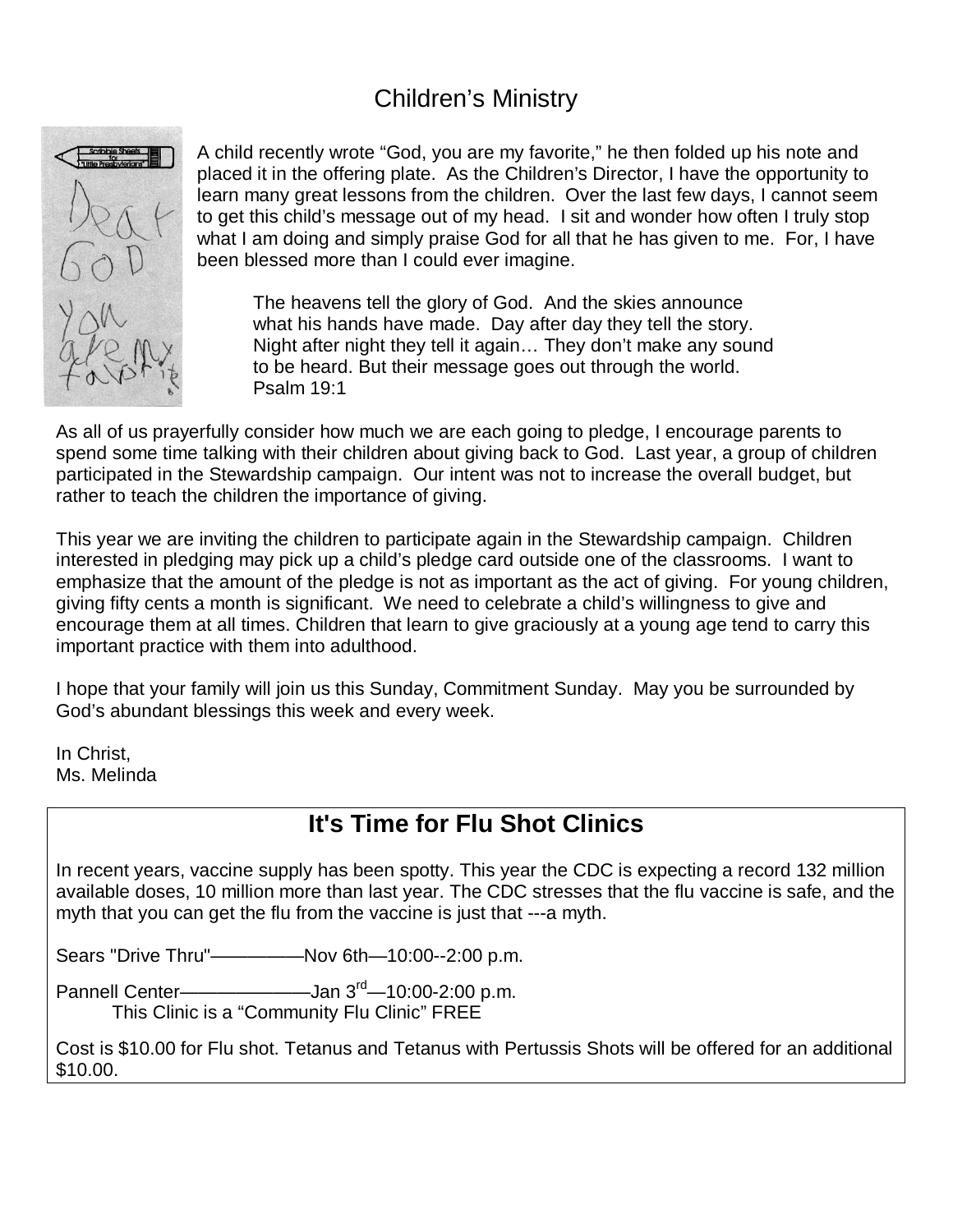# Children's Ministry

A child recently wrote "God, you are my favorite," he then folded up his note and placed it in the offering plate. As the Children's Director, I have the opportunity to learn many great lessons from the children. Over the last few days, I cannot seem to get this child's message out of my head. I sit and wonder how often I truly stop what I am doing and simply praise God for all that he has given to me. For, I have been blessed more than I could ever imagine.

> The heavens tell the glory of God. And the skies announce what his hands have made. Day after day they tell the story. Night after night they tell it again… They don't make any sound to be heard. But their message goes out through the world.
> Psalm 19:1

As all of us prayerfully consider how much we are each going to pledge, I encourage parents to spend some time talking with their children about giving back to God. Last year, a group of children participated in the Stewardship campaign. Our intent was not to increase the overall budget, but rather to teach the children the importance of giving.

This year we are inviting the children to participate again in the Stewardship campaign. Children interested in pledging may pick up a child's pledge card outside one of the classrooms. I want to emphasize that the amount of the pledge is not as important as the act of giving. For young children, giving fifty cents a month is significant. We need to celebrate a child's willingness to give and encourage them at all times. Children that learn to give graciously at a young age tend to carry this important practice with them into adulthood.

I hope that your family will join us this Sunday, Commitment Sunday. May you be surrounded by God's abundant blessings this week and every week.

In Christ,
Ms. Melinda

## It's Time for Flu Shot Clinics

In recent years, vaccine supply has been spotty. This year the CDC is expecting a record 132 million available doses, 10 million more than last year. The CDC stresses that the flu vaccine is safe, and the myth that you can get the flu from the vaccine is just that ---a myth.

Sears "Drive Thru"—————Nov 6th—10:00--2:00 p.m.

Pannell Center——————Jan 3rd—10:00-2:00 p.m.
This Clinic is a "Community Flu Clinic" FREE

Cost is $10.00 for Flu shot. Tetanus and Tetanus with Pertussis Shots will be offered for an additional $10.00.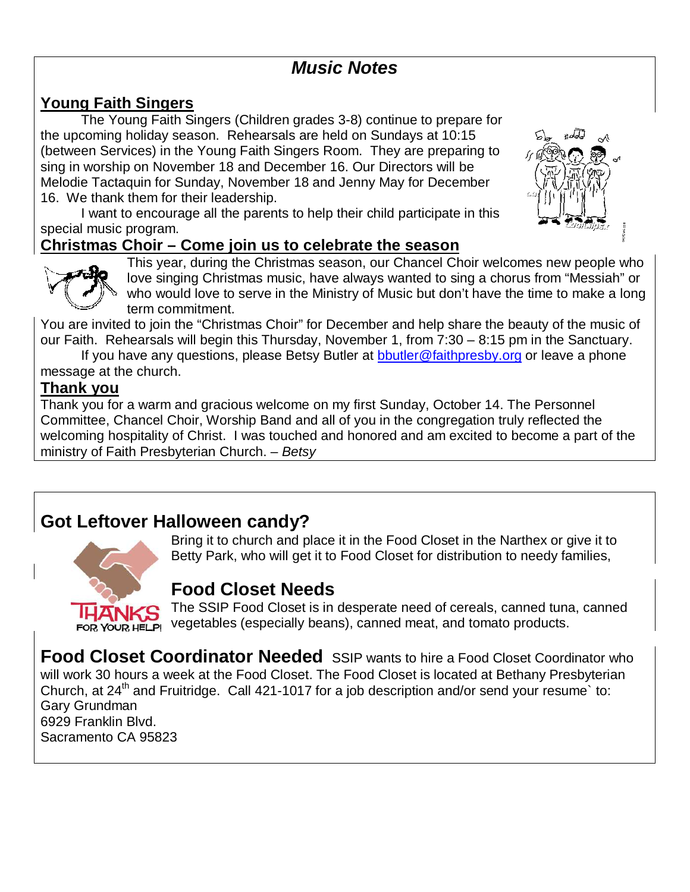# *Music Notes*

## Young Faith Singers

The Young Faith Singers (Children grades 3-8) continue to prepare for the upcoming holiday season. Rehearsals are held on Sundays at 10:15 (between Services) in the Young Faith Singers Room. They are preparing to sing in worship on November 18 and December 16. Our Directors will be Melodie Tactaquin for Sunday, November 18 and Jenny May for December 16. We thank them for their leadership.

I want to encourage all the parents to help their child participate in this special music program.

## Christmas Choir – Come join us to celebrate the season

This year, during the Christmas season, our Chancel Choir welcomes new people who love singing Christmas music, have always wanted to sing a chorus from "Messiah" or who would love to serve in the Ministry of Music but don't have the time to make a long term commitment.

You are invited to join the "Christmas Choir" for December and help share the beauty of the music of our Faith. Rehearsals will begin this Thursday, November 1, from 7:30 – 8:15 pm in the Sanctuary.

If you have any questions, please Betsy Butler at bbutler@faithpresby.org or leave a phone message at the church.

## Thank you

Thank you for a warm and gracious welcome on my first Sunday, October 14. The Personnel Committee, Chancel Choir, Worship Band and all of you in the congregation truly reflected the welcoming hospitality of Christ. I was touched and honored and am excited to become a part of the ministry of Faith Presbyterian Church. – *Betsy*

## Got Leftover Halloween candy?

Bring it to church and place it in the Food Closet in the Narthex or give it to Betty Park, who will get it to Food Closet for distribution to needy families,

## Food Closet Needs

The SSIP Food Closet is in desperate need of cereals, canned tuna, canned vegetables (especially beans), canned meat, and tomato products.

**Food Closet Coordinator Needed** SSIP wants to hire a Food Closet Coordinator who will work 30 hours a week at the Food Closet. The Food Closet is located at Bethany Presbyterian Church, at 24th and Fruitridge. Call 421-1017 for a job description and/or send your resume` to:
Gary Grundman
6929 Franklin Blvd.
Sacramento CA 95823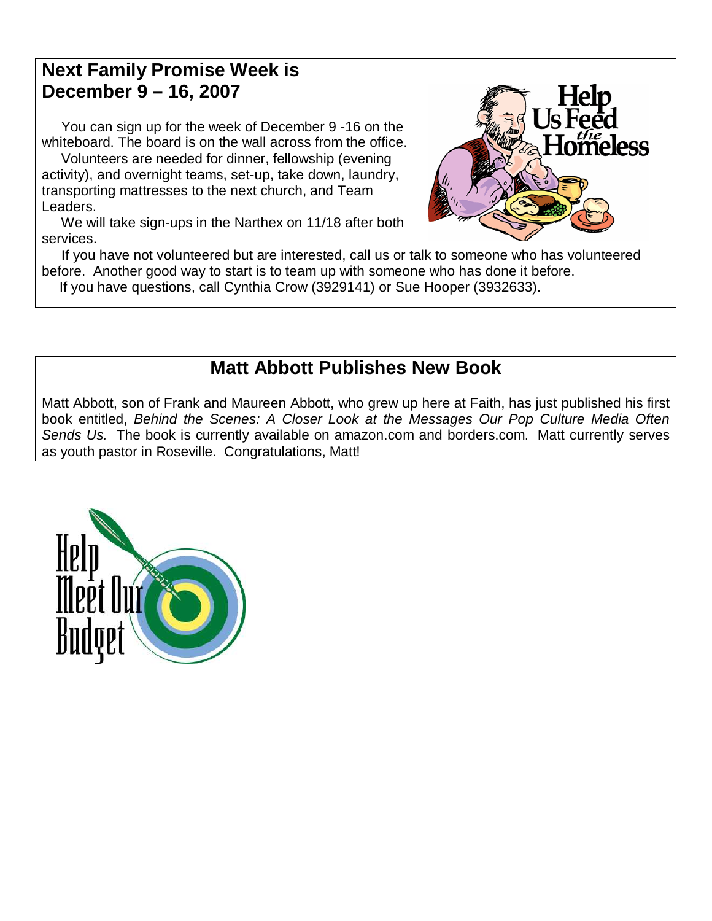## Next Family Promise Week is December 9 – 16, 2007

You can sign up for the week of December 9 -16 on the whiteboard. The board is on the wall across from the office.

Volunteers are needed for dinner, fellowship (evening activity), and overnight teams, set-up, take down, laundry, transporting mattresses to the next church, and Team Leaders.

We will take sign-ups in the Narthex on 11/18 after both services.

If you have not volunteered but are interested, call us or talk to someone who has volunteered before. Another good way to start is to team up with someone who has done it before.

If you have questions, call Cynthia Crow (3929141) or Sue Hooper (3932633).

Help Us Feed the Homeless

## Matt Abbott Publishes New Book

Matt Abbott, son of Frank and Maureen Abbott, who grew up here at Faith, has just published his first book entitled, *Behind the Scenes: A Closer Look at the Messages Our Pop Culture Media Often Sends Us.* The book is currently available on amazon.com and borders.com. Matt currently serves as youth pastor in Roseville. Congratulations, Matt!

Help Meet Our Budget